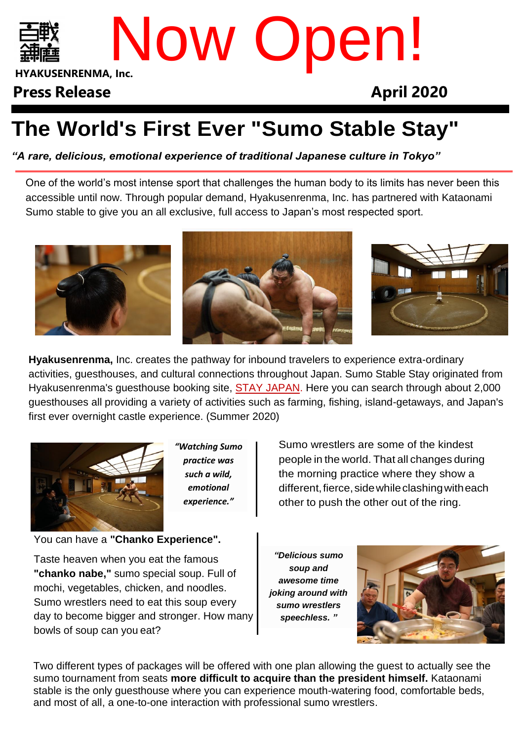HYAKUSENRENMA, Inc.

# Now Open!

**Press Release** **April 2020**

# The World's First Ever "Sumo Stable Stay"

***"A rare, delicious, emotional experience of traditional Japanese culture in Tokyo"***

One of the world's most intense sport that challenges the human body to its limits has never been this accessible until now. Through popular demand, Hyakusenrenma, Inc. has partnered with Kataonami Sumo stable to give you an all exclusive, full access to Japan's most respected sport.

**Hyakusenrenma,** Inc. creates the pathway for inbound travelers to experience extra-ordinary activities, guesthouses, and cultural connections throughout Japan. Sumo Stable Stay originated from Hyakusenrenma's guesthouse booking site, STAY JAPAN. Here you can search through about 2,000 guesthouses all providing a variety of activities such as farming, fishing, island-getaways, and Japan's first ever overnight castle experience. (Summer 2020)

***"Watching Sumo practice was such a wild, emotional experience."***

Sumo wrestlers are some of the kindest people in the world. That all changes during the morning practice where they show a different, fierce, side while clashing with each other to push the other out of the ring.

You can have a **"Chanko Experience".**

Taste heaven when you eat the famous **"chanko nabe,"** sumo special soup. Full of mochi, vegetables, chicken, and noodles. Sumo wrestlers need to eat this soup every day to become bigger and stronger. How many bowls of soup can you eat?

***"Delicious sumo soup and awesome time joking around with sumo wrestlers speechless. "***

Two different types of packages will be offered with one plan allowing the guest to actually see the sumo tournament from seats **more difficult to acquire than the president himself.** Kataonami stable is the only guesthouse where you can experience mouth-watering food, comfortable beds, and most of all, a one-to-one interaction with professional sumo wrestlers.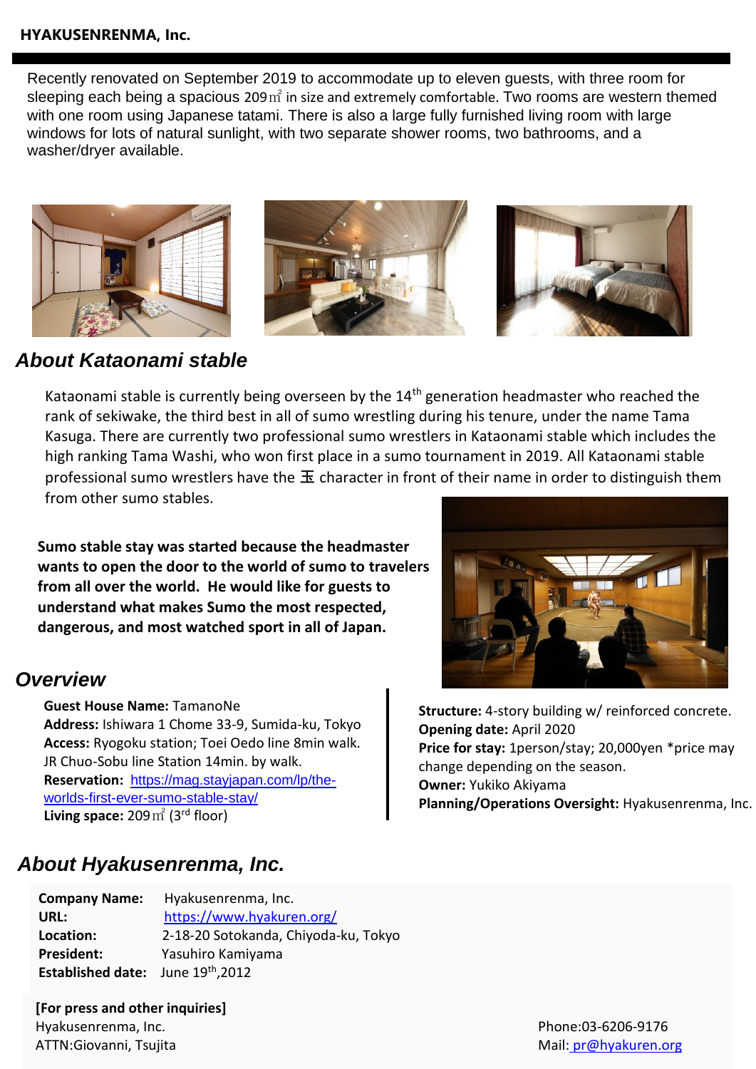Recently renovated on September 2019 to accommodate up to eleven guests, with three room for sleeping each being a spacious 209㎡ in size and extremely comfortable. Two rooms are western themed with one room using Japanese tatami. There is also a large fully furnished living room with large windows for lots of natural sunlight, with two separate shower rooms, two bathrooms, and a washer/dryer available.

## *About Kataonami stable*

Kataonami stable is currently being overseen by the 14th generation headmaster who reached the rank of sekiwake, the third best in all of sumo wrestling during his tenure, under the name Tama Kasuga. There are currently two professional sumo wrestlers in Kataonami stable which includes the high ranking Tama Washi, who won first place in a sumo tournament in 2019. All Kataonami stable professional sumo wrestlers have the 玉 character in front of their name in order to distinguish them from other sumo stables.

**Sumo stable stay was started because the headmaster wants to open the door to the world of sumo to travelers from all over the world. He would like for guests to understand what makes Sumo the most respected, dangerous, and most watched sport in all of Japan.**

## *Overview*

**Guest House Name:** TamanoNe
**Address:** Ishiwara 1 Chome 33-9, Sumida-ku, Tokyo
**Access:** Ryogoku station; Toei Oedo line 8min walk. JR Chuo-Sobu line Station 14min. by walk.
**Reservation:** https://mag.stayjapan.com/lp/the-worlds-first-ever-sumo-stable-stay/
**Living space:** 209㎡ (3rd floor)

**Structure:** 4-story building w/ reinforced concrete.
**Opening date:** April 2020
**Price for stay:** 1person/stay; 20,000yen *price may change depending on the season.
**Owner:** Yukiko Akiyama
**Planning/Operations Oversight:** Hyakusenrenma, Inc.

## *About Hyakusenrenma, Inc.*

| | |
|---|---|
| **Company Name:** | Hyakusenrenma, Inc. |
| **URL:** | https://www.hyakuren.org/ |
| **Location:** | 2-18-20 Sotokanda, Chiyoda-ku, Tokyo |
| **President:** | Yasuhiro Kamiyama |
| **Established date:** | June 19th,2012 |

**[For press and other inquiries]**
Hyakusenrenma, Inc.
ATTN:Giovanni, Tsujita

Phone:03-6206-9176
Mail: pr@hyakuren.org